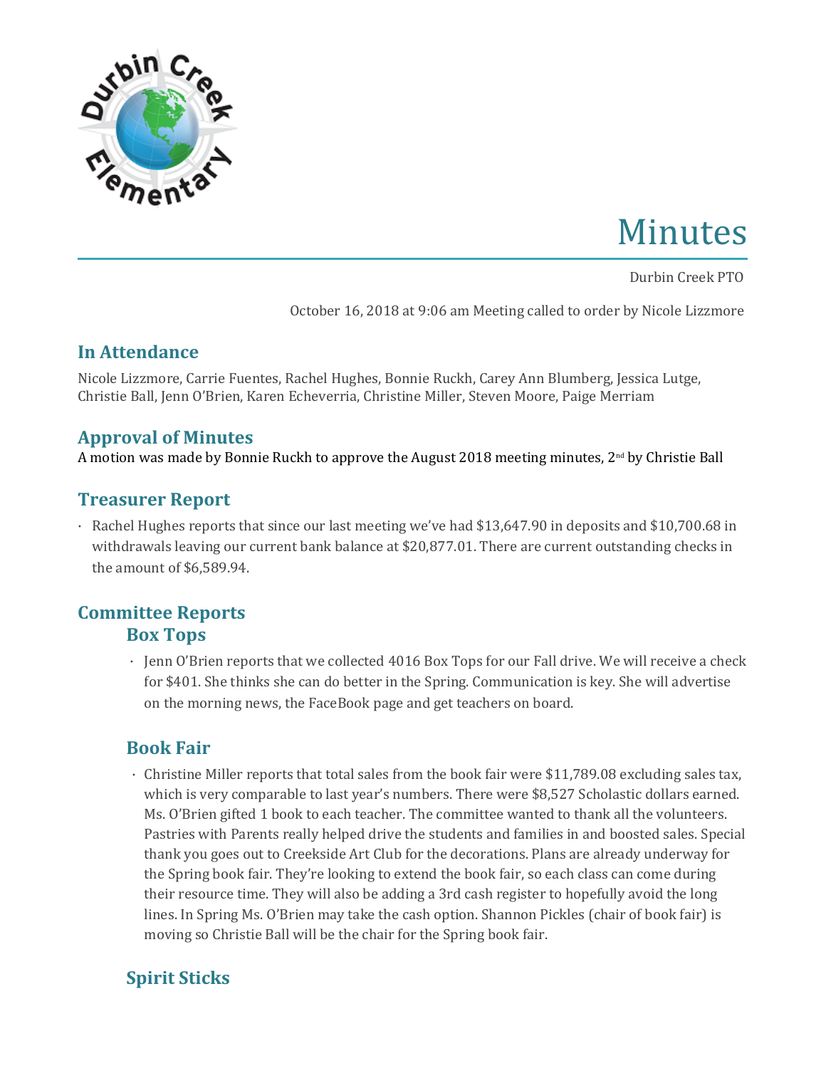# Minutes

Durbin Creek PTO

October 16, 2018 at 9:06 am Meeting called to order by Nicole Lizzmore

## In Attendance

Nicole Lizzmore, Carrie Fuentes, Rachel Hughes, Bonnie Ruckh, Carey Ann Blumberg, Jessica Lutge, Christie Ball, Jenn O'Brien, Karen Echeverria, Christine Miller, Steven Moore, Paige Merriam

## Approval of Minutes

A motion was made by Bonnie Ruckh to approve the August 2018 meeting minutes, 2nd by Christie Ball

## Treasurer Report

- Rachel Hughes reports that since our last meeting we've had $13,647.90 in deposits and $10,700.68 in withdrawals leaving our current bank balance at $20,877.01. There are current outstanding checks in the amount of $6,589.94.

## Committee Reports

### Box Tops

- Jenn O'Brien reports that we collected 4016 Box Tops for our Fall drive. We will receive a check for $401. She thinks she can do better in the Spring. Communication is key. She will advertise on the morning news, the FaceBook page and get teachers on board.

### Book Fair

- Christine Miller reports that total sales from the book fair were $11,789.08 excluding sales tax, which is very comparable to last year's numbers. There were $8,527 Scholastic dollars earned. Ms. O'Brien gifted 1 book to each teacher. The committee wanted to thank all the volunteers. Pastries with Parents really helped drive the students and families in and boosted sales. Special thank you goes out to Creekside Art Club for the decorations. Plans are already underway for the Spring book fair. They're looking to extend the book fair, so each class can come during their resource time. They will also be adding a 3rd cash register to hopefully avoid the long lines. In Spring Ms. O'Brien may take the cash option. Shannon Pickles (chair of book fair) is moving so Christie Ball will be the chair for the Spring book fair.

### Spirit Sticks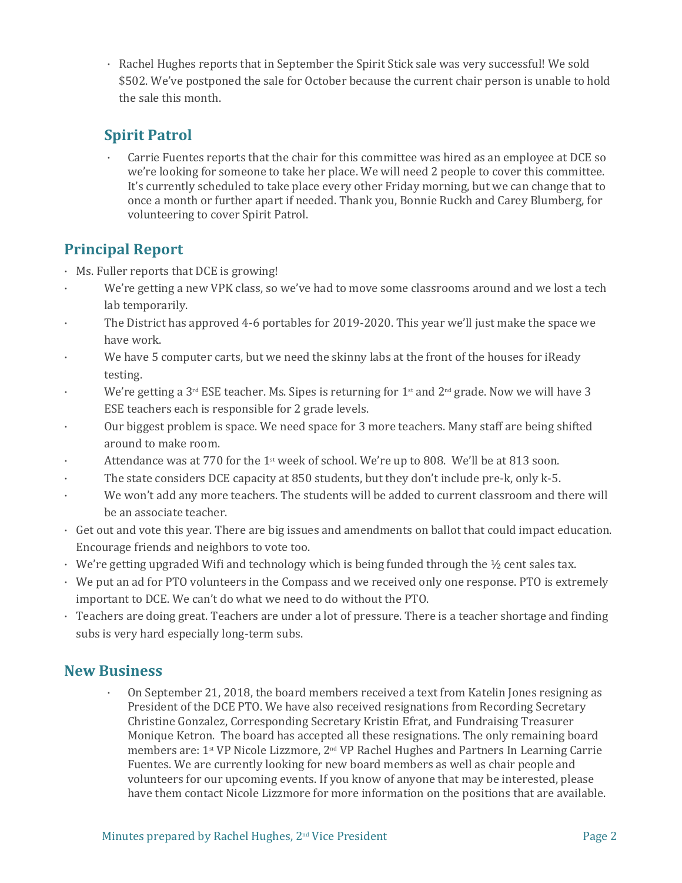- Rachel Hughes reports that in September the Spirit Stick sale was very successful! We sold $502. We've postponed the sale for October because the current chair person is unable to hold the sale this month.

### Spirit Patrol

- Carrie Fuentes reports that the chair for this committee was hired as an employee at DCE so we're looking for someone to take her place. We will need 2 people to cover this committee. It's currently scheduled to take place every other Friday morning, but we can change that to once a month or further apart if needed. Thank you, Bonnie Ruckh and Carey Blumberg, for volunteering to cover Spirit Patrol.

## Principal Report

- Ms. Fuller reports that DCE is growing!
- We're getting a new VPK class, so we've had to move some classrooms around and we lost a tech lab temporarily.
- The District has approved 4-6 portables for 2019-2020. This year we'll just make the space we have work.
- We have 5 computer carts, but we need the skinny labs at the front of the houses for iReady testing.
- We're getting a 3rd ESE teacher. Ms. Sipes is returning for 1st and 2nd grade. Now we will have 3 ESE teachers each is responsible for 2 grade levels.
- Our biggest problem is space. We need space for 3 more teachers. Many staff are being shifted around to make room.
- Attendance was at 770 for the 1st week of school. We're up to 808. We'll be at 813 soon.
- The state considers DCE capacity at 850 students, but they don't include pre-k, only k-5.
- We won't add any more teachers. The students will be added to current classroom and there will be an associate teacher.
- Get out and vote this year. There are big issues and amendments on ballot that could impact education. Encourage friends and neighbors to vote too.
- We're getting upgraded Wifi and technology which is being funded through the ½ cent sales tax.
- We put an ad for PTO volunteers in the Compass and we received only one response. PTO is extremely important to DCE. We can't do what we need to do without the PTO.
- Teachers are doing great. Teachers are under a lot of pressure. There is a teacher shortage and finding subs is very hard especially long-term subs.

## New Business

- On September 21, 2018, the board members received a text from Katelin Jones resigning as President of the DCE PTO. We have also received resignations from Recording Secretary Christine Gonzalez, Corresponding Secretary Kristin Efrat, and Fundraising Treasurer Monique Ketron. The board has accepted all these resignations. The only remaining board members are: 1st VP Nicole Lizzmore, 2nd VP Rachel Hughes and Partners In Learning Carrie Fuentes. We are currently looking for new board members as well as chair people and volunteers for our upcoming events. If you know of anyone that may be interested, please have them contact Nicole Lizzmore for more information on the positions that are available.

Minutes prepared by Rachel Hughes, 2nd Vice President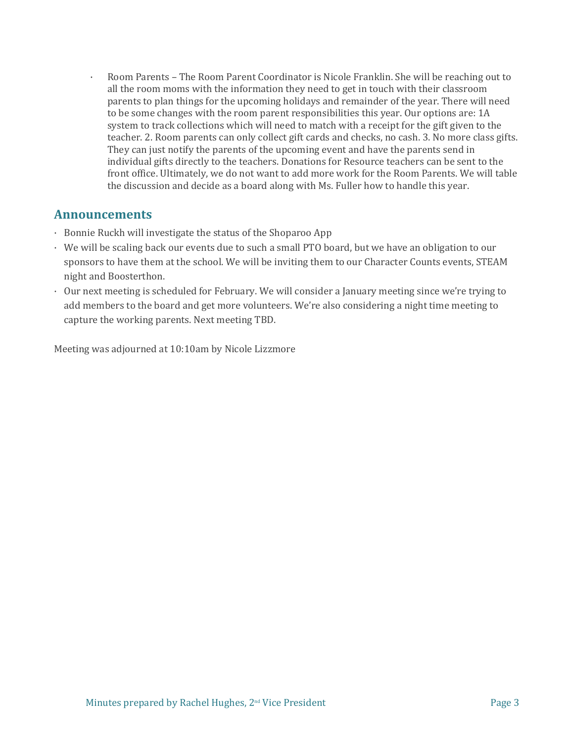- Room Parents – The Room Parent Coordinator is Nicole Franklin. She will be reaching out to all the room moms with the information they need to get in touch with their classroom parents to plan things for the upcoming holidays and remainder of the year. There will need to be some changes with the room parent responsibilities this year. Our options are: 1A system to track collections which will need to match with a receipt for the gift given to the teacher. 2. Room parents can only collect gift cards and checks, no cash. 3. No more class gifts. They can just notify the parents of the upcoming event and have the parents send in individual gifts directly to the teachers. Donations for Resource teachers can be sent to the front office. Ultimately, we do not want to add more work for the Room Parents. We will table the discussion and decide as a board along with Ms. Fuller how to handle this year.

## Announcements

- Bonnie Ruckh will investigate the status of the Shoparoo App
- We will be scaling back our events due to such a small PTO board, but we have an obligation to our sponsors to have them at the school. We will be inviting them to our Character Counts events, STEAM night and Boosterthon.
- Our next meeting is scheduled for February. We will consider a January meeting since we're trying to add members to the board and get more volunteers. We're also considering a night time meeting to capture the working parents. Next meeting TBD.

Meeting was adjourned at 10:10am by Nicole Lizzmore

Minutes prepared by Rachel Hughes, 2nd Vice President